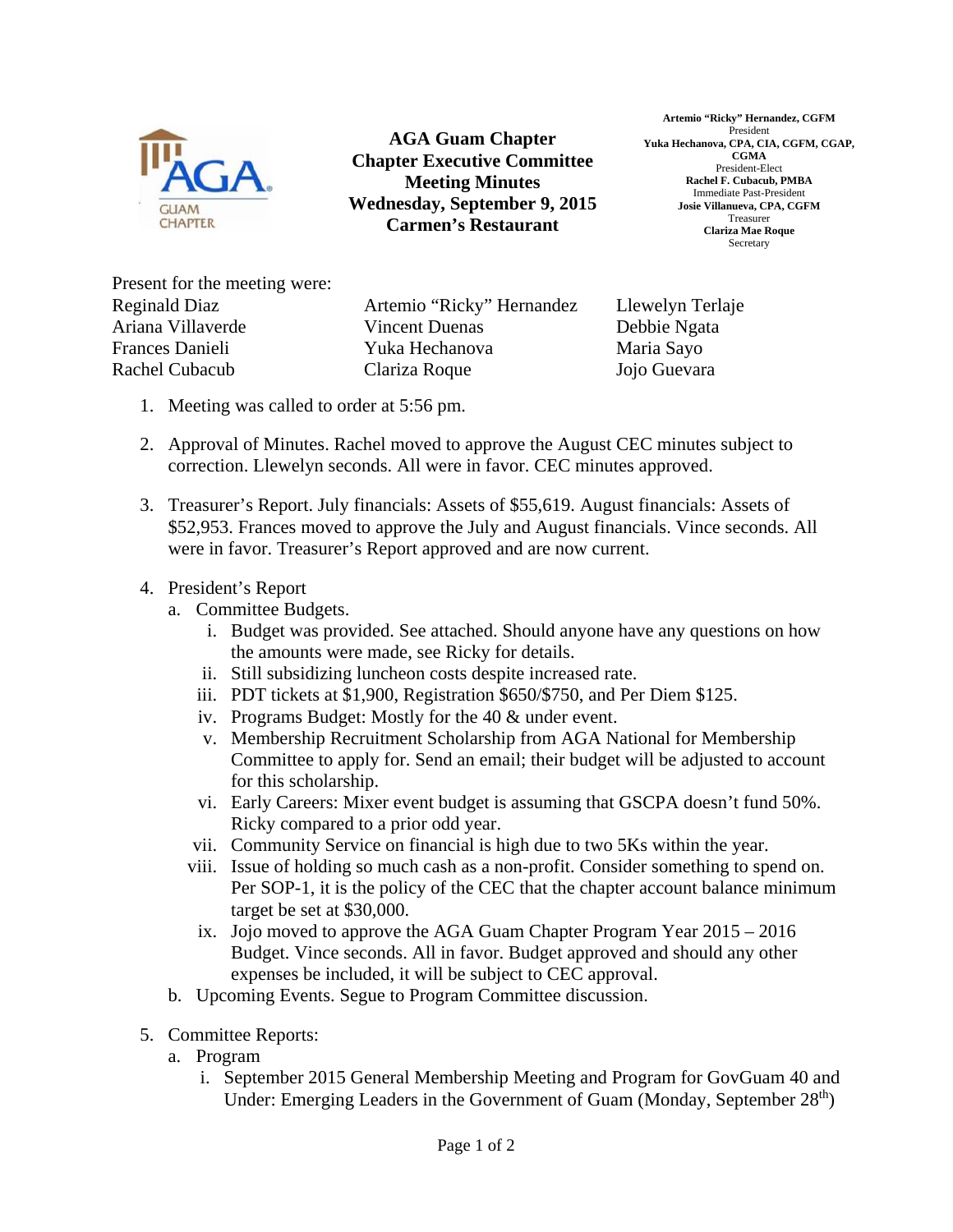**AGA Guam Chapter**
**Chapter Executive Committee**
**Meeting Minutes**
**Wednesday, September 9, 2015**
**Carmen's Restaurant**

**Artemio "Ricky" Hernandez, CGFM**
President
**Yuka Hechanova, CPA, CIA, CGFM, CGAP, CGMA**
President-Elect
**Rachel F. Cubacub, PMBA**
Immediate Past-President
**Josie Villanueva, CPA, CGFM**
Treasurer
**Clariza Mae Roque**
Secretary

Present for the meeting were:

| | | |
|---|---|---|
| Reginald Diaz | Artemio "Ricky" Hernandez | Llewelyn Terlaje |
| Ariana Villaverde | Vincent Duenas | Debbie Ngata |
| Frances Danieli | Yuka Hechanova | Maria Sayo |
| Rachel Cubacub | Clariza Roque | Jojo Guevara |

1. Meeting was called to order at 5:56 pm.

2. Approval of Minutes. Rachel moved to approve the August CEC minutes subject to correction. Llewelyn seconds. All were in favor. CEC minutes approved.

3. Treasurer's Report. July financials: Assets of $55,619. August financials: Assets of $52,953. Frances moved to approve the July and August financials. Vince seconds. All were in favor. Treasurer's Report approved and are now current.

4. President's Report
   a. Committee Budgets.
      i. Budget was provided. See attached. Should anyone have any questions on how the amounts were made, see Ricky for details.
      ii. Still subsidizing luncheon costs despite increased rate.
      iii. PDT tickets at $1,900, Registration $650/$750, and Per Diem $125.
      iv. Programs Budget: Mostly for the 40 & under event.
      v. Membership Recruitment Scholarship from AGA National for Membership Committee to apply for. Send an email; their budget will be adjusted to account for this scholarship.
      vi. Early Careers: Mixer event budget is assuming that GSCPA doesn't fund 50%. Ricky compared to a prior odd year.
      vii. Community Service on financial is high due to two 5Ks within the year.
      viii. Issue of holding so much cash as a non-profit. Consider something to spend on. Per SOP-1, it is the policy of the CEC that the chapter account balance minimum target be set at $30,000.
      ix. Jojo moved to approve the AGA Guam Chapter Program Year 2015 – 2016 Budget. Vince seconds. All in favor. Budget approved and should any other expenses be included, it will be subject to CEC approval.
   b. Upcoming Events. Segue to Program Committee discussion.

5. Committee Reports:
   a. Program
      i. September 2015 General Membership Meeting and Program for GovGuam 40 and Under: Emerging Leaders in the Government of Guam (Monday, September 28th)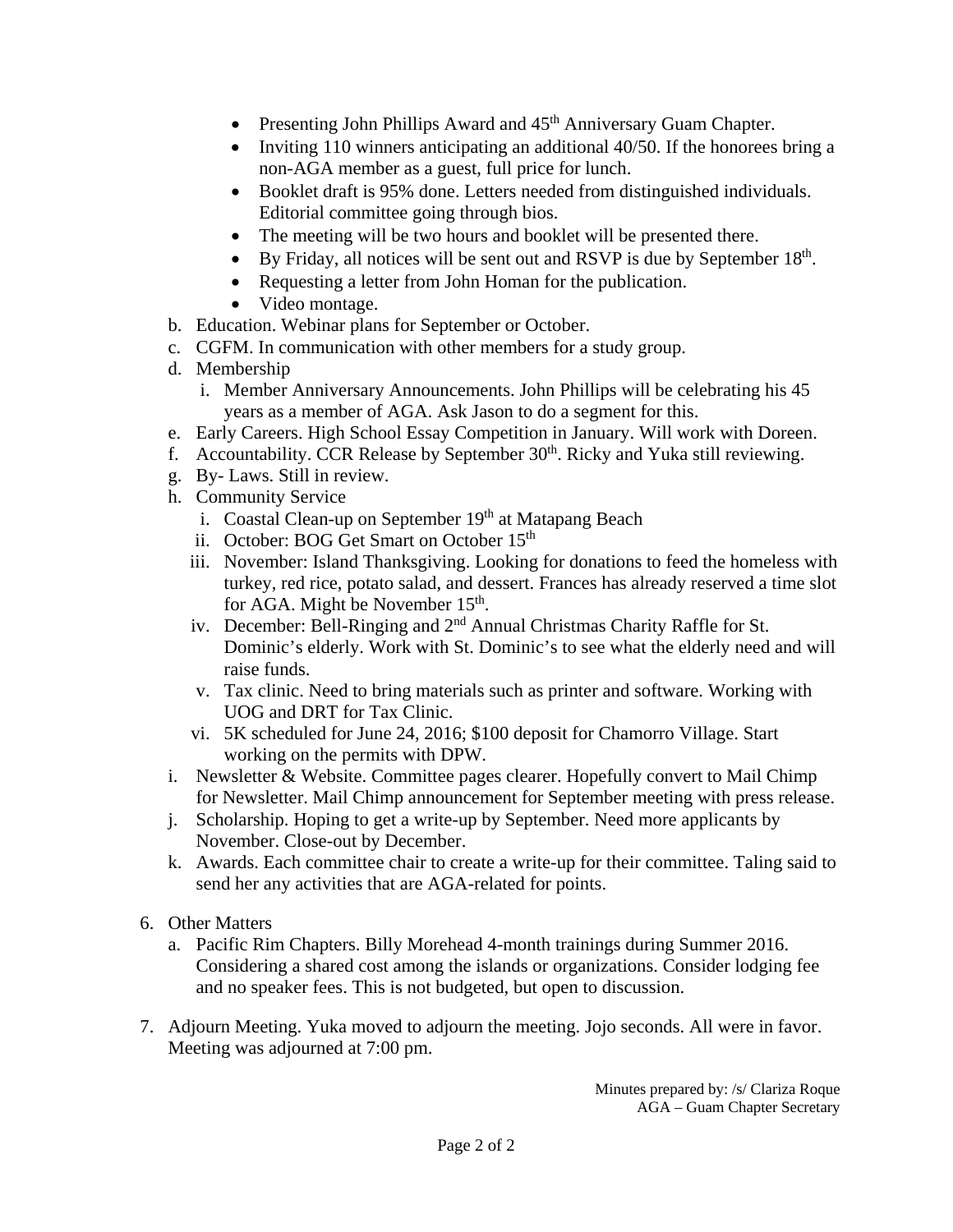- Presenting John Phillips Award and 45th Anniversary Guam Chapter.
- Inviting 110 winners anticipating an additional 40/50. If the honorees bring a non-AGA member as a guest, full price for lunch.
- Booklet draft is 95% done. Letters needed from distinguished individuals. Editorial committee going through bios.
- The meeting will be two hours and booklet will be presented there.
- By Friday, all notices will be sent out and RSVP is due by September 18th.
- Requesting a letter from John Homan for the publication.
- Video montage.

b. Education. Webinar plans for September or October.

c. CGFM. In communication with other members for a study group.

d. Membership

   i. Member Anniversary Announcements. John Phillips will be celebrating his 45 years as a member of AGA. Ask Jason to do a segment for this.

e. Early Careers. High School Essay Competition in January. Will work with Doreen.

f. Accountability. CCR Release by September 30th. Ricky and Yuka still reviewing.

g. By- Laws. Still in review.

h. Community Service

   i. Coastal Clean-up on September 19th at Matapang Beach

   ii. October: BOG Get Smart on October 15th

   iii. November: Island Thanksgiving. Looking for donations to feed the homeless with turkey, red rice, potato salad, and dessert. Frances has already reserved a time slot for AGA. Might be November 15th.

   iv. December: Bell-Ringing and 2nd Annual Christmas Charity Raffle for St. Dominic's elderly. Work with St. Dominic's to see what the elderly need and will raise funds.

   v. Tax clinic. Need to bring materials such as printer and software. Working with UOG and DRT for Tax Clinic.

   vi. 5K scheduled for June 24, 2016; $100 deposit for Chamorro Village. Start working on the permits with DPW.

i. Newsletter & Website. Committee pages clearer. Hopefully convert to Mail Chimp for Newsletter. Mail Chimp announcement for September meeting with press release.

j. Scholarship. Hoping to get a write-up by September. Need more applicants by November. Close-out by December.

k. Awards. Each committee chair to create a write-up for their committee. Taling said to send her any activities that are AGA-related for points.

6. Other Matters

   a. Pacific Rim Chapters. Billy Morehead 4-month trainings during Summer 2016. Considering a shared cost among the islands or organizations. Consider lodging fee and no speaker fees. This is not budgeted, but open to discussion.

7. Adjourn Meeting. Yuka moved to adjourn the meeting. Jojo seconds. All were in favor. Meeting was adjourned at 7:00 pm.

Minutes prepared by: /s/ Clariza Roque
AGA – Guam Chapter Secretary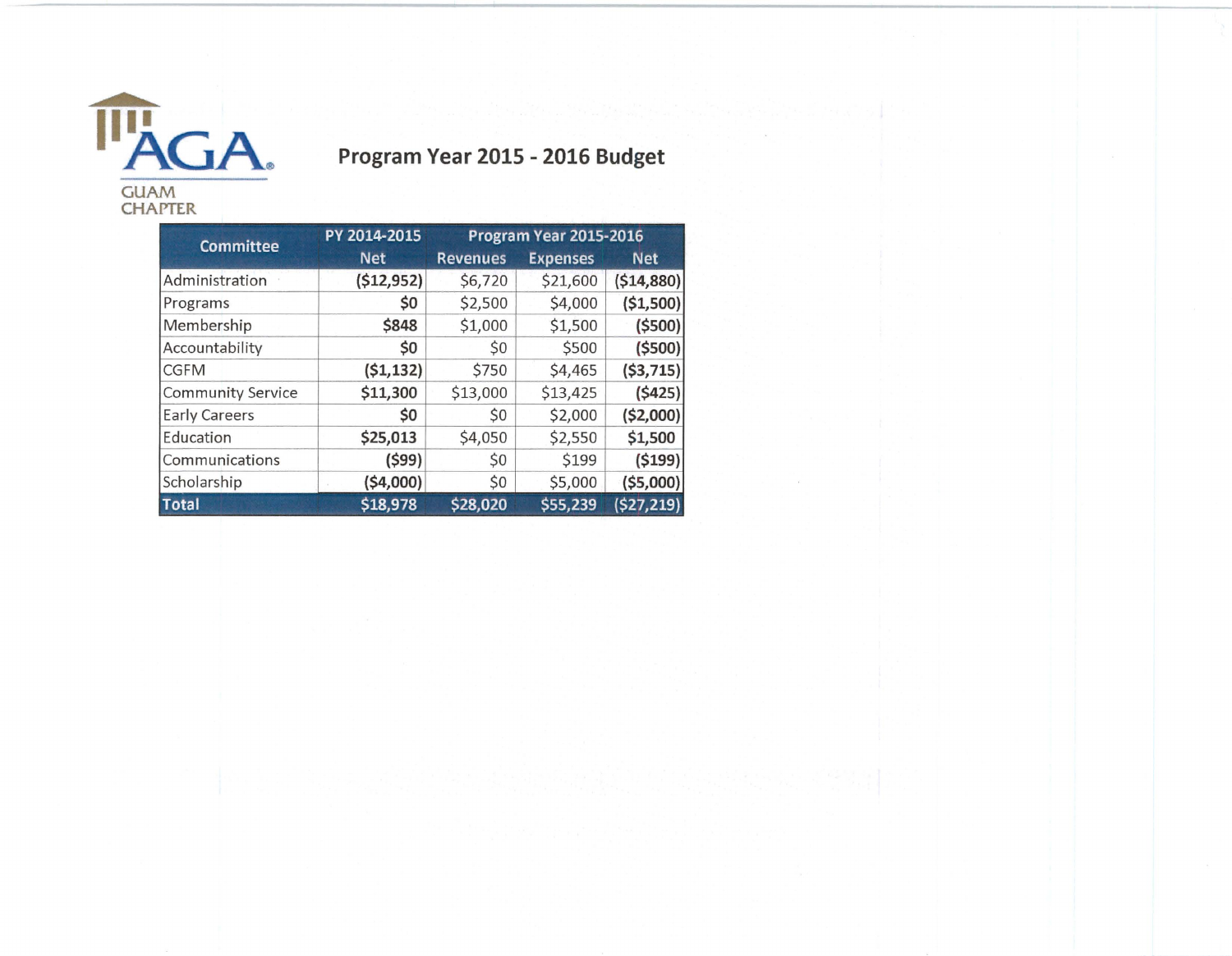AGA
GUAM CHAPTER

# Program Year 2015 - 2016 Budget

| Committee | PY 2014-2015 | Program Year 2015-2016 | | |
|---|---|---|---|---|
| | Net | Revenues | Expenses | Net |
| Administration | **($12,952)** | $6,720 | $21,600 | **($14,880)** |
| Programs | **$0** | $2,500 | $4,000 | **($1,500)** |
| Membership | **$848** | $1,000 | $1,500 | **($500)** |
| Accountability | **$0** | $0 | $500 | **($500)** |
| CGFM | **($1,132)** | $750 | $4,465 | **($3,715)** |
| Community Service | **$11,300** | $13,000 | $13,425 | **($425)** |
| Early Careers | **$0** | $0 | $2,000 | **($2,000)** |
| Education | **$25,013** | $4,050 | $2,550 | **$1,500** |
| Communications | **($99)** | $0 | $199 | **($199)** |
| Scholarship | **($4,000)** | $0 | $5,000 | **($5,000)** |
| **Total** | **$18,978** | **$28,020** | **$55,239** | **($27,219)** |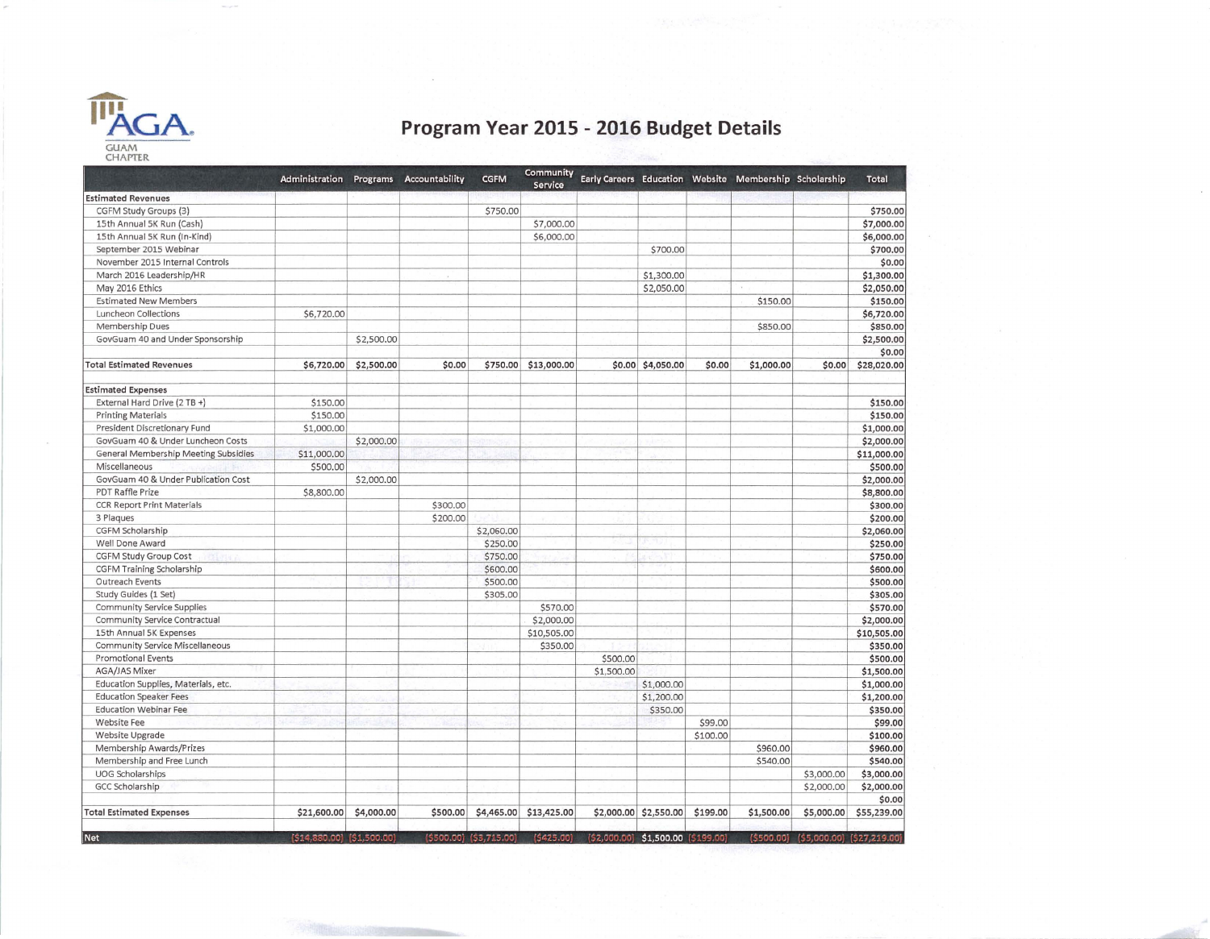AGA
GUAM CHAPTER

# Program Year 2015 - 2016 Budget Details

| | Administration | Programs | Accountability | CGFM | Community Service | Early Careers | Education | Website | Membership | Scholarship | Total |
|---|---|---|---|---|---|---|---|---|---|---|---|
| **Estimated Revenues** | | | | | | | | | | | |
| CGFM Study Groups (3) | | | | $750.00 | | | | | | | $750.00 |
| 15th Annual 5K Run (Cash) | | | | | $7,000.00 | | | | | | $7,000.00 |
| 15th Annual 5K Run (In-Kind) | | | | | $6,000.00 | | | | | | $6,000.00 |
| September 2015 Webinar | | | | | | | $700.00 | | | | $700.00 |
| November 2015 Internal Controls | | | | | | | | | | | $0.00 |
| March 2016 Leadership/HR | | | | | | | $1,300.00 | | | | $1,300.00 |
| May 2016 Ethics | | | | | | | $2,050.00 | | | | $2,050.00 |
| Estimated New Members | | | | | | | | | $150.00 | | $150.00 |
| Luncheon Collections | $6,720.00 | | | | | | | | | | $6,720.00 |
| Membership Dues | | | | | | | | | $850.00 | | $850.00 |
| GovGuam 40 and Under Sponsorship | | $2,500.00 | | | | | | | | | $2,500.00 |
| | | | | | | | | | | | $0.00 |
| **Total Estimated Revenues** | $6,720.00 | $2,500.00 | $0.00 | $750.00 | $13,000.00 | $0.00 | $4,050.00 | $0.00 | $1,000.00 | $0.00 | $28,020.00 |
| | | | | | | | | | | | |
| **Estimated Expenses** | | | | | | | | | | | |
| External Hard Drive (2 TB +) | $150.00 | | | | | | | | | | $150.00 |
| Printing Materials | $150.00 | | | | | | | | | | $150.00 |
| President Discretionary Fund | $1,000.00 | | | | | | | | | | $1,000.00 |
| GovGuam 40 & Under Luncheon Costs | | $2,000.00 | | | | | | | | | $2,000.00 |
| General Membership Meeting Subsidies | $11,000.00 | | | | | | | | | | $11,000.00 |
| Miscellaneous | $500.00 | | | | | | | | | | $500.00 |
| GovGuam 40 & Under Publication Cost | | $2,000.00 | | | | | | | | | $2,000.00 |
| PDT Raffle Prize | $8,800.00 | | | | | | | | | | $8,800.00 |
| CCR Report Print Materials | | | $300.00 | | | | | | | | $300.00 |
| 3 Plaques | | | $200.00 | | | | | | | | $200.00 |
| CGFM Scholarship | | | | $2,060.00 | | | | | | | $2,060.00 |
| Well Done Award | | | | $250.00 | | | | | | | $250.00 |
| CGFM Study Group Cost | | | | $750.00 | | | | | | | $750.00 |
| CGFM Training Scholarship | | | | $600.00 | | | | | | | $600.00 |
| Outreach Events | | | | $500.00 | | | | | | | $500.00 |
| Study Guides (1 Set) | | | | $305.00 | | | | | | | $305.00 |
| Community Service Supplies | | | | | $570.00 | | | | | | $570.00 |
| Community Service Contractual | | | | | $2,000.00 | | | | | | $2,000.00 |
| 15th Annual 5K Expenses | | | | | $10,505.00 | | | | | | $10,505.00 |
| Community Service Miscellaneous | | | | | $350.00 | | | | | | $350.00 |
| Promotional Events | | | | | | $500.00 | | | | | $500.00 |
| AGA/JAS Mixer | | | | | | $1,500.00 | | | | | $1,500.00 |
| Education Supplies, Materials, etc. | | | | | | | $1,000.00 | | | | $1,000.00 |
| Education Speaker Fees | | | | | | | $1,200.00 | | | | $1,200.00 |
| Education Webinar Fee | | | | | | | $350.00 | | | | $350.00 |
| Website Fee | | | | | | | | $99.00 | | | $99.00 |
| Website Upgrade | | | | | | | | $100.00 | | | $100.00 |
| Membership Awards/Prizes | | | | | | | | | $960.00 | | $960.00 |
| Membership and Free Lunch | | | | | | | | | $540.00 | | $540.00 |
| UOG Scholarships | | | | | | | | | | $3,000.00 | $3,000.00 |
| GCC Scholarship | | | | | | | | | | $2,000.00 | $2,000.00 |
| | | | | | | | | | | | $0.00 |
| **Total Estimated Expenses** | $21,600.00 | $4,000.00 | $500.00 | $4,465.00 | $13,425.00 | $2,000.00 | $2,550.00 | $199.00 | $1,500.00 | $5,000.00 | $55,239.00 |
| | | | | | | | | | | | |
| **Net** | ($14,880.00) | ($1,500.00) | ($500.00) | ($3,715.00) | ($425.00) | ($2,000.00) | $1,500.00 | ($199.00) | ($500.00) | ($5,000.00) | ($27,219.00) |